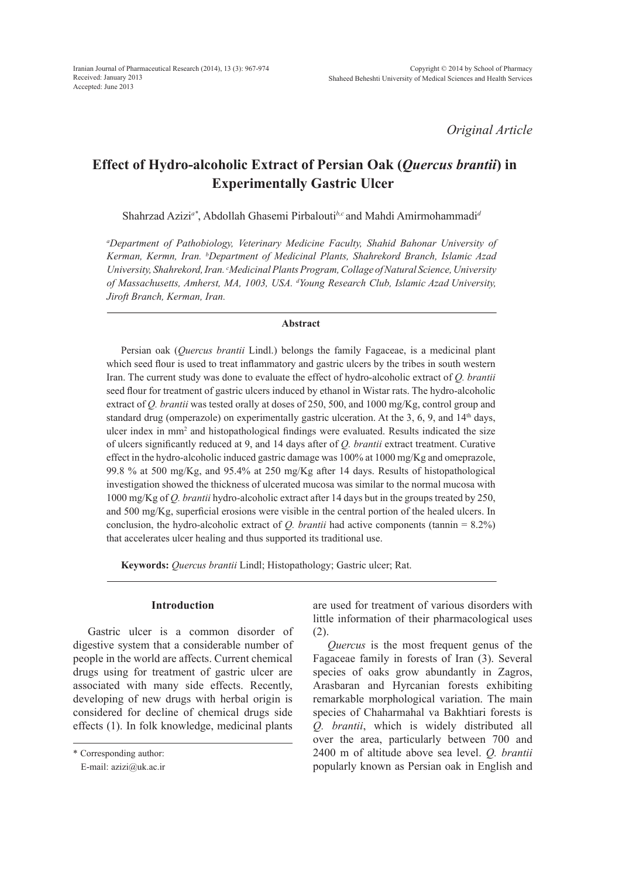Original Article

# Effect of Hydro-alcoholic Extract of Persian Oak (*Quercus brantii*) in Experimentally Gastric Ulcer

Shahrzad Azizi[a*], Abdollah Ghasemi Pirbalouti[b,c] and Mahdi Amirmohammadi[d]

*[a]Department of Pathobiology, Veterinary Medicine Faculty, Shahid Bahonar University of Kerman, Kermn, Iran. [b]Department of Medicinal Plants, Shahrekord Branch, Islamic Azad University, Shahrekord, Iran. [c]Medicinal Plants Program, Collage of Natural Science, University of Massachusetts, Amherst, MA, 1003, USA. [d]Young Research Club, Islamic Azad University, Jiroft Branch, Kerman, Iran.*

## Abstract

Persian oak (*Quercus brantii* Lindl.) belongs the family Fagaceae, is a medicinal plant which seed flour is used to treat inflammatory and gastric ulcers by the tribes in south western Iran. The current study was done to evaluate the effect of hydro-alcoholic extract of *Q. brantii* seed flour for treatment of gastric ulcers induced by ethanol in Wistar rats. The hydro-alcoholic extract of *Q. brantii* was tested orally at doses of 250, 500, and 1000 mg/Kg, control group and standard drug (omperazole) on experimentally gastric ulceration. At the 3, 6, 9, and 14$^{th}$ days, ulcer index in mm$^2$ and histopathological findings were evaluated. Results indicated the size of ulcers significantly reduced at 9, and 14 days after of *Q. brantii* extract treatment. Curative effect in the hydro-alcoholic induced gastric damage was 100% at 1000 mg/Kg and omeprazole, 99.8 % at 500 mg/Kg, and 95.4% at 250 mg/Kg after 14 days. Results of histopathological investigation showed the thickness of ulcerated mucosa was similar to the normal mucosa with 1000 mg/Kg of *Q. brantii* hydro-alcoholic extract after 14 days but in the groups treated by 250, and 500 mg/Kg, superficial erosions were visible in the central portion of the healed ulcers. In conclusion, the hydro-alcoholic extract of *Q. brantii* had active components (tannin = 8.2%) that accelerates ulcer healing and thus supported its traditional use.

**Keywords:** *Quercus brantii* Lindl; Histopathology; Gastric ulcer; Rat.

## Introduction

Gastric ulcer is a common disorder of digestive system that a considerable number of people in the world are affects. Current chemical drugs using for treatment of gastric ulcer are associated with many side effects. Recently, developing of new drugs with herbal origin is considered for decline of chemical drugs side effects (1). In folk knowledge, medicinal plants are used for treatment of various disorders with little information of their pharmacological uses (2).

*Quercus* is the most frequent genus of the Fagaceae family in forests of Iran (3). Several species of oaks grow abundantly in Zagros, Arasbaran and Hyrcanian forests exhibiting remarkable morphological variation. The main species of Chaharmahal va Bakhtiari forests is *Q. brantii*, which is widely distributed all over the area, particularly between 700 and 2400 m of altitude above sea level. *Q. brantii* popularly known as Persian oak in English and

\* Corresponding author:
E-mail: azizi@uk.ac.ir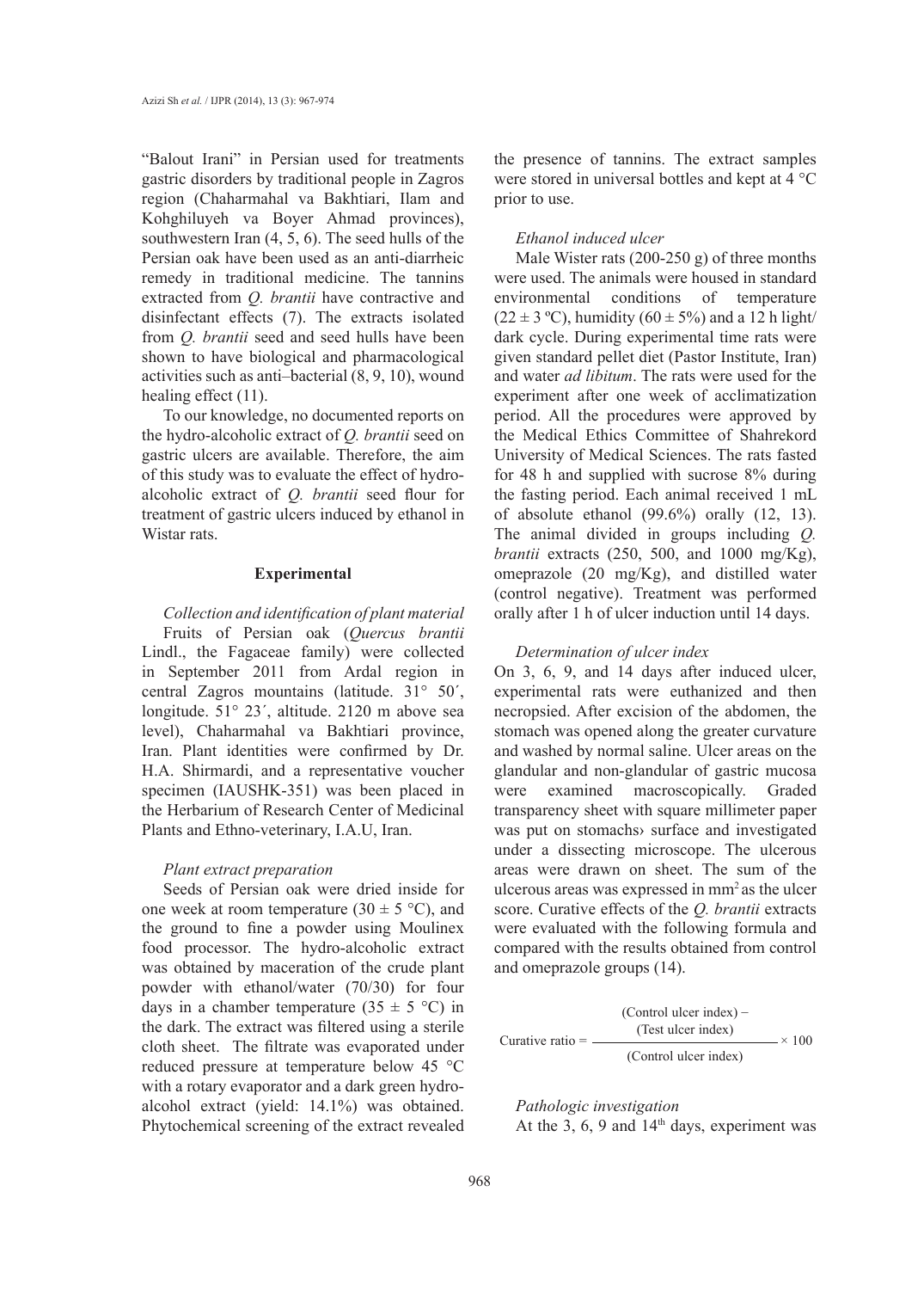"Balout Irani" in Persian used for treatments gastric disorders by traditional people in Zagros region (Chaharmahal va Bakhtiari, Ilam and Kohghiluyeh va Boyer Ahmad provinces), southwestern Iran (4, 5, 6). The seed hulls of the Persian oak have been used as an anti-diarrheic remedy in traditional medicine. The tannins extracted from *Q. brantii* have contractive and disinfectant effects (7). The extracts isolated from *Q. brantii* seed and seed hulls have been shown to have biological and pharmacological activities such as anti–bacterial (8, 9, 10), wound healing effect (11).

To our knowledge, no documented reports on the hydro-alcoholic extract of *Q. brantii* seed on gastric ulcers are available. Therefore, the aim of this study was to evaluate the effect of hydro-alcoholic extract of *Q. brantii* seed flour for treatment of gastric ulcers induced by ethanol in Wistar rats.

## Experimental

### *Collection and identification of plant material*

Fruits of Persian oak (*Quercus brantii* Lindl., the Fagaceae family) were collected in September 2011 from Ardal region in central Zagros mountains (latitude. 31° 50´, longitude. 51° 23´, altitude. 2120 m above sea level), Chaharmahal va Bakhtiari province, Iran. Plant identities were confirmed by Dr. H.A. Shirmardi, and a representative voucher specimen (IAUSHK-351) was been placed in the Herbarium of Research Center of Medicinal Plants and Ethno-veterinary, I.A.U, Iran.

### *Plant extract preparation*

Seeds of Persian oak were dried inside for one week at room temperature (30 ± 5 °C), and the ground to fine a powder using Moulinex food processor. The hydro-alcoholic extract was obtained by maceration of the crude plant powder with ethanol/water (70/30) for four days in a chamber temperature (35 ± 5 °C) in the dark. The extract was filtered using a sterile cloth sheet. The filtrate was evaporated under reduced pressure at temperature below 45 °C with a rotary evaporator and a dark green hydro-alcohol extract (yield: 14.1%) was obtained. Phytochemical screening of the extract revealed the presence of tannins. The extract samples were stored in universal bottles and kept at 4 °C prior to use.

### *Ethanol induced ulcer*

Male Wister rats (200-250 g) of three months were used. The animals were housed in standard environmental conditions of temperature (22 ± 3 ºC), humidity (60 ± 5%) and a 12 h light/dark cycle. During experimental time rats were given standard pellet diet (Pastor Institute, Iran) and water *ad libitum*. The rats were used for the experiment after one week of acclimatization period. All the procedures were approved by the Medical Ethics Committee of Shahrekord University of Medical Sciences. The rats fasted for 48 h and supplied with sucrose 8% during the fasting period. Each animal received 1 mL of absolute ethanol (99.6%) orally (12, 13). The animal divided in groups including *Q. brantii* extracts (250, 500, and 1000 mg/Kg), omeprazole (20 mg/Kg), and distilled water (control negative). Treatment was performed orally after 1 h of ulcer induction until 14 days.

### *Determination of ulcer index*

On 3, 6, 9, and 14 days after induced ulcer, experimental rats were euthanized and then necropsied. After excision of the abdomen, the stomach was opened along the greater curvature and washed by normal saline. Ulcer areas on the glandular and non-glandular of gastric mucosa were examined macroscopically. Graded transparency sheet with square millimeter paper was put on stomachs› surface and investigated under a dissecting microscope. The ulcerous areas were drawn on sheet. The sum of the ulcerous areas was expressed in mm² as the ulcer score. Curative effects of the *Q. brantii* extracts were evaluated with the following formula and compared with the results obtained from control and omeprazole groups (14).

$$\text{Curative ratio} = \frac{(\text{Control ulcer index}) - (\text{Test ulcer index})}{(\text{Control ulcer index})} \times 100$$

### *Pathologic investigation*

At the 3, 6, 9 and 14th days, experiment was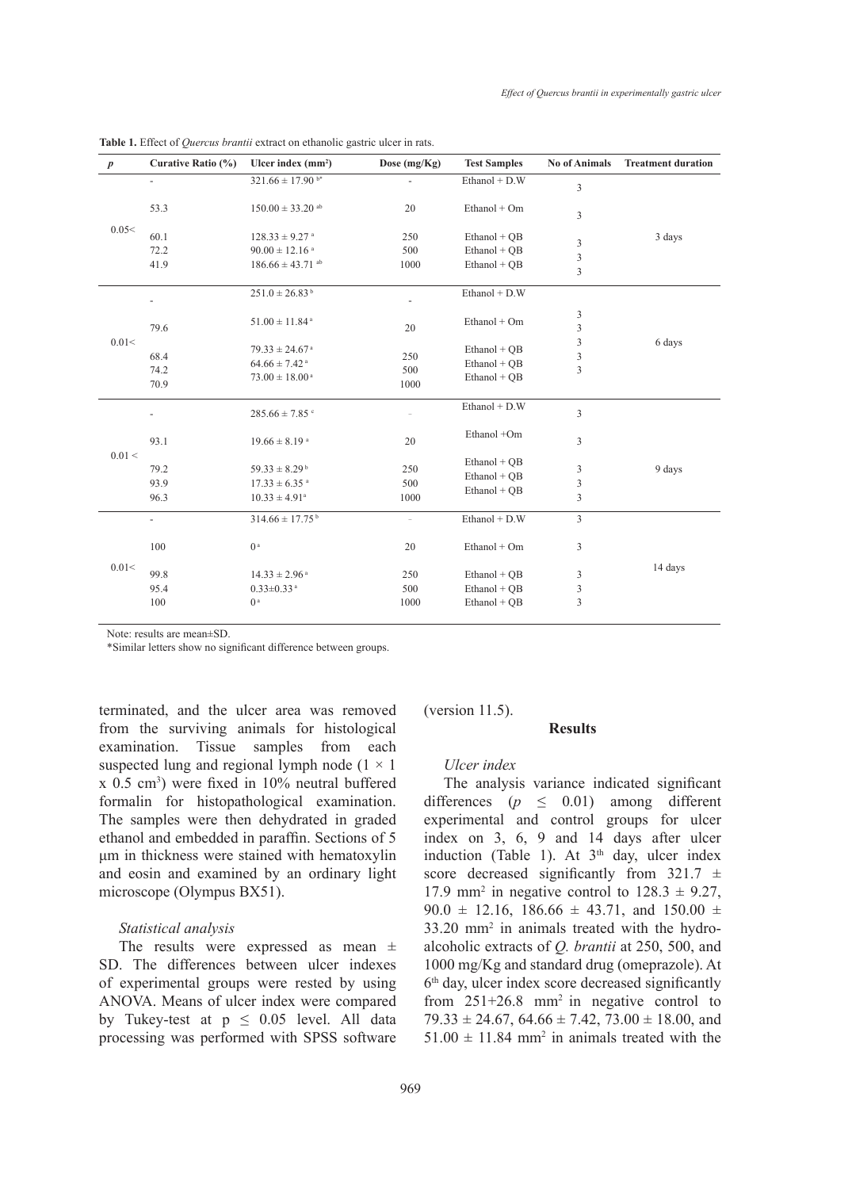**Table 1.** Effect of *Quercus brantii* extract on ethanolic gastric ulcer in rats.

| *p* | Curative Ratio (%) | Ulcer index (mm²) | Dose (mg/Kg) | Test Samples | No of Animals | Treatment duration |
|---|---|---|---|---|---|---|
| 0.05< | - | 321.66 ± 17.90 [b*] | - | Ethanol + D.W | 3 | 3 days |
| | 53.3 | 150.00 ± 33.20 [ab] | 20 | Ethanol + Om | 3 | |
| | 60.1 | 128.33 ± 9.27 [a] | 250 | Ethanol + QB | 3 | |
| | 72.2 | 90.00 ± 12.16 [a] | 500 | Ethanol + QB | 3 | |
| | 41.9 | 186.66 ± 43.71 [ab] | 1000 | Ethanol + QB | 3 | |
| 0.01< | - | 251.0 ± 26.83 [b] | - | Ethanol + D.W | 3 | 6 days |
| | 79.6 | 51.00 ± 11.84 [a] | 20 | Ethanol + Om | 3 | |
| | 68.4 | 79.33 ± 24.67 [a] | 250 | Ethanol + QB | 3 | |
| | 74.2 | 64.66 ± 7.42 [a] | 500 | Ethanol + QB | 3 | |
| | 70.9 | 73.00 ± 18.00 [a] | 1000 | Ethanol + QB | 3 | |
| 0.01 < | - | 285.66 ± 7.85 [c] | - | Ethanol + D.W | 3 | 9 days |
| | 93.1 | 19.66 ± 8.19 [a] | 20 | Ethanol +Om | 3 | |
| | 79.2 | 59.33 ± 8.29 [b] | 250 | Ethanol + QB | 3 | |
| | 93.9 | 17.33 ± 6.35 [a] | 500 | Ethanol + QB | 3 | |
| | 96.3 | 10.33 ± 4.91[a] | 1000 | Ethanol + QB | 3 | |
| 0.01< | - | 314.66 ± 17.75 [b] | - | Ethanol + D.W | 3 | 14 days |
| | 100 | 0 [a] | 20 | Ethanol + Om | 3 | |
| | 99.8 | 14.33 ± 2.96 [a] | 250 | Ethanol + QB | 3 | |
| | 95.4 | 0.33±0.33 [a] | 500 | Ethanol + QB | 3 | |
| | 100 | 0 [a] | 1000 | Ethanol + QB | 3 | |

Note: results are mean±SD.

*Similar letters show no significant difference between groups.

terminated, and the ulcer area was removed from the surviving animals for histological examination. Tissue samples from each suspected lung and regional lymph node ($1 \times 1 \times 0.5$ cm³) were fixed in 10% neutral buffered formalin for histopathological examination. The samples were then dehydrated in graded ethanol and embedded in paraffin. Sections of 5 µm in thickness were stained with hematoxylin and eosin and examined by an ordinary light microscope (Olympus BX51).

### *Statistical analysis*

The results were expressed as mean ± SD. The differences between ulcer indexes of experimental groups were rested by using ANOVA. Means of ulcer index were compared by Tukey-test at $p \leq 0.05$ level. All data processing was performed with SPSS software (version 11.5).

## Results

### *Ulcer index*

The analysis variance indicated significant differences ($p \leq 0.01$) among different experimental and control groups for ulcer index on 3, 6, 9 and 14 days after ulcer induction (Table 1). At 3[th] day, ulcer index score decreased significantly from 321.7 ± 17.9 mm² in negative control to 128.3 ± 9.27, 90.0 ± 12.16, 186.66 ± 43.71, and 150.00 ± 33.20 mm² in animals treated with the hydro-alcoholic extracts of *Q. brantii* at 250, 500, and 1000 mg/Kg and standard drug (omeprazole). At 6[th] day, ulcer index score decreased significantly from 251+26.8 mm² in negative control to 79.33 ± 24.67, 64.66 ± 7.42, 73.00 ± 18.00, and 51.00 ± 11.84 mm² in animals treated with the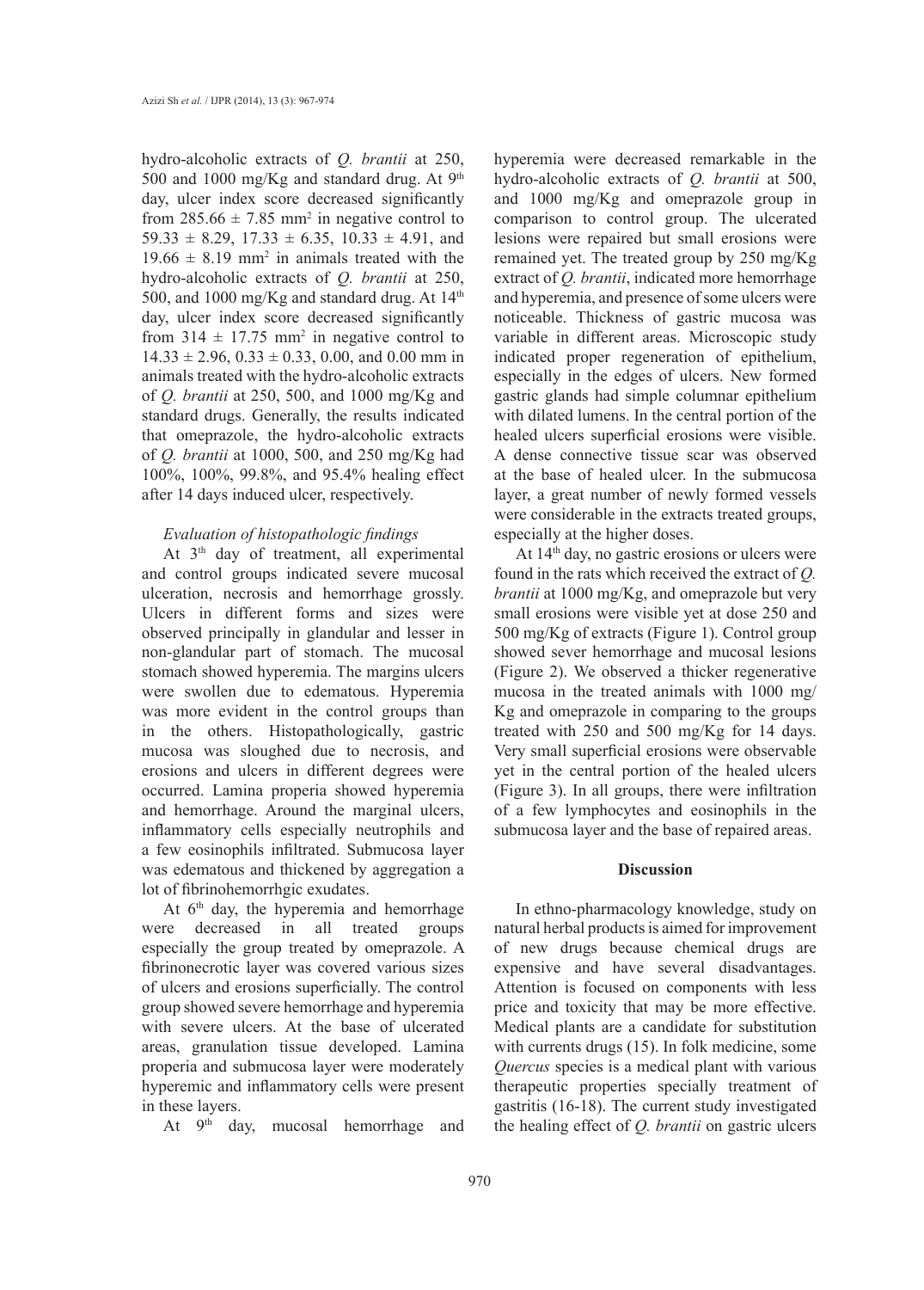hydro-alcoholic extracts of *Q. brantii* at 250, 500 and 1000 mg/Kg and standard drug. At 9th day, ulcer index score decreased significantly from $285.66 \pm 7.85$ mm$^2$ in negative control to $59.33 \pm 8.29$, $17.33 \pm 6.35$, $10.33 \pm 4.91$, and $19.66 \pm 8.19$ mm$^2$ in animals treated with the hydro-alcoholic extracts of *Q. brantii* at 250, 500, and 1000 mg/Kg and standard drug. At 14th day, ulcer index score decreased significantly from $314 \pm 17.75$ mm$^2$ in negative control to $14.33 \pm 2.96$, $0.33 \pm 0.33$, 0.00, and 0.00 mm in animals treated with the hydro-alcoholic extracts of *Q. brantii* at 250, 500, and 1000 mg/Kg and standard drugs. Generally, the results indicated that omeprazole, the hydro-alcoholic extracts of *Q. brantii* at 1000, 500, and 250 mg/Kg had 100%, 100%, 99.8%, and 95.4% healing effect after 14 days induced ulcer, respectively.

### *Evaluation of histopathologic findings*

At 3th day of treatment, all experimental and control groups indicated severe mucosal ulceration, necrosis and hemorrhage grossly. Ulcers in different forms and sizes were observed principally in glandular and lesser in non-glandular part of stomach. The mucosal stomach showed hyperemia. The margins ulcers were swollen due to edematous. Hyperemia was more evident in the control groups than in the others. Histopathologically, gastric mucosa was sloughed due to necrosis, and erosions and ulcers in different degrees were occurred. Lamina properia showed hyperemia and hemorrhage. Around the marginal ulcers, inflammatory cells especially neutrophils and a few eosinophils infiltrated. Submucosa layer was edematous and thickened by aggregation a lot of fibrinohemorrhgic exudates.

At 6th day, the hyperemia and hemorrhage were decreased in all treated groups especially the group treated by omeprazole. A fibrinonecrotic layer was covered various sizes of ulcers and erosions superficially. The control group showed severe hemorrhage and hyperemia with severe ulcers. At the base of ulcerated areas, granulation tissue developed. Lamina properia and submucosa layer were moderately hyperemic and inflammatory cells were present in these layers.

At 9th day, mucosal hemorrhage and hyperemia were decreased remarkable in the hydro-alcoholic extracts of *Q. brantii* at 500, and 1000 mg/Kg and omeprazole group in comparison to control group. The ulcerated lesions were repaired but small erosions were remained yet. The treated group by 250 mg/Kg extract of *Q. brantii*, indicated more hemorrhage and hyperemia, and presence of some ulcers were noticeable. Thickness of gastric mucosa was variable in different areas. Microscopic study indicated proper regeneration of epithelium, especially in the edges of ulcers. New formed gastric glands had simple columnar epithelium with dilated lumens. In the central portion of the healed ulcers superficial erosions were visible. A dense connective tissue scar was observed at the base of healed ulcer. In the submucosa layer, a great number of newly formed vessels were considerable in the extracts treated groups, especially at the higher doses.

At 14th day, no gastric erosions or ulcers were found in the rats which received the extract of *Q. brantii* at 1000 mg/Kg, and omeprazole but very small erosions were visible yet at dose 250 and 500 mg/Kg of extracts (Figure 1). Control group showed sever hemorrhage and mucosal lesions (Figure 2). We observed a thicker regenerative mucosa in the treated animals with 1000 mg/Kg and omeprazole in comparing to the groups treated with 250 and 500 mg/Kg for 14 days. Very small superficial erosions were observable yet in the central portion of the healed ulcers (Figure 3). In all groups, there were infiltration of a few lymphocytes and eosinophils in the submucosa layer and the base of repaired areas.

## Discussion

In ethno-pharmacology knowledge, study on natural herbal products is aimed for improvement of new drugs because chemical drugs are expensive and have several disadvantages. Attention is focused on components with less price and toxicity that may be more effective. Medical plants are a candidate for substitution with currents drugs (15). In folk medicine, some *Quercus* species is a medical plant with various therapeutic properties specially treatment of gastritis (16-18). The current study investigated the healing effect of *Q. brantii* on gastric ulcers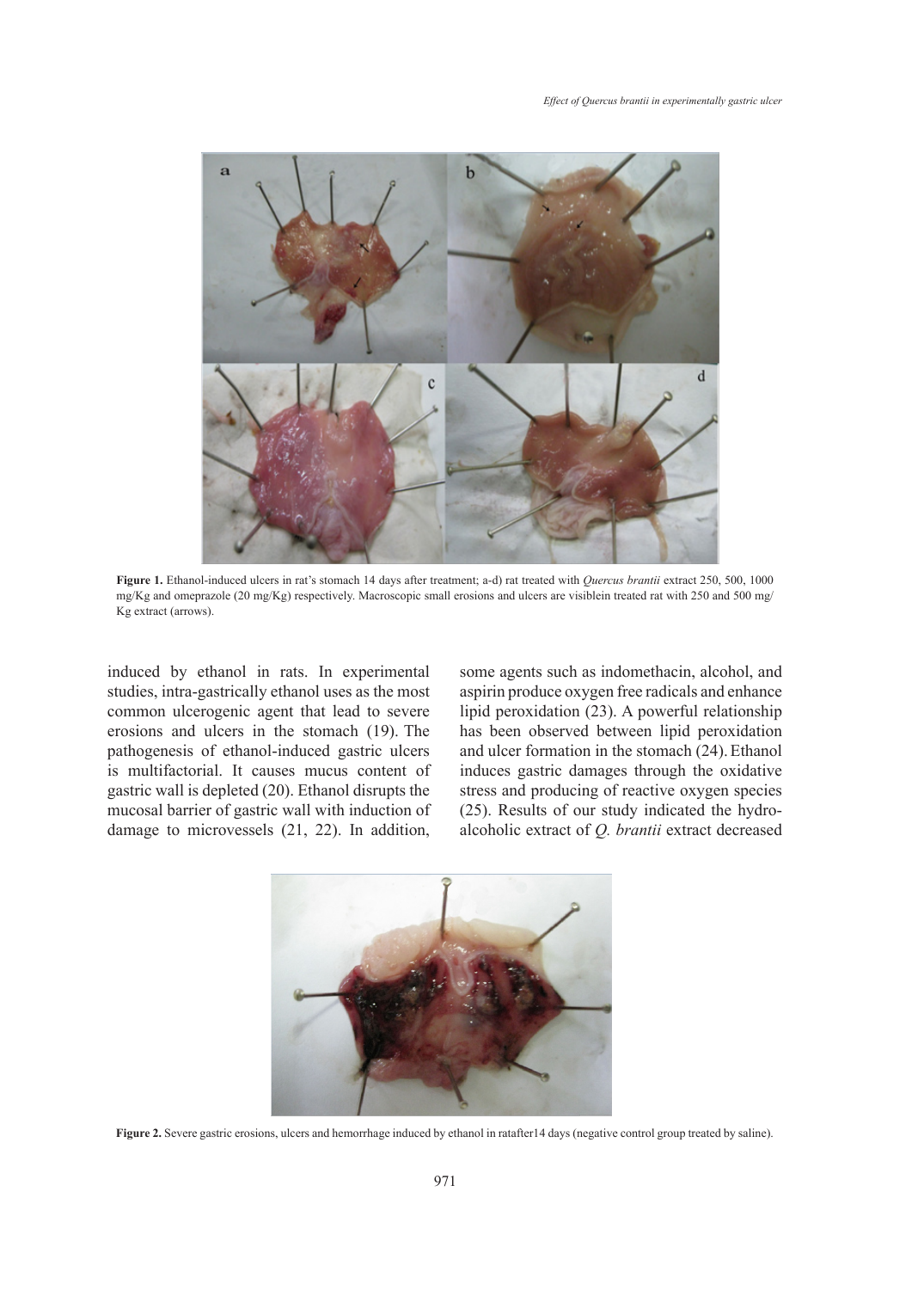**Figure 1.** Ethanol-induced ulcers in rat's stomach 14 days after treatment; a-d) rat treated with *Quercus brantii* extract 250, 500, 1000 mg/Kg and omeprazole (20 mg/Kg) respectively. Macroscopic small erosions and ulcers are visiblein treated rat with 250 and 500 mg/Kg extract (arrows).

induced by ethanol in rats. In experimental studies, intra-gastrically ethanol uses as the most common ulcerogenic agent that lead to severe erosions and ulcers in the stomach (19). The pathogenesis of ethanol-induced gastric ulcers is multifactorial. It causes mucus content of gastric wall is depleted (20). Ethanol disrupts the mucosal barrier of gastric wall with induction of damage to microvessels (21, 22). In addition, some agents such as indomethacin, alcohol, and aspirin produce oxygen free radicals and enhance lipid peroxidation (23). A powerful relationship has been observed between lipid peroxidation and ulcer formation in the stomach (24). Ethanol induces gastric damages through the oxidative stress and producing of reactive oxygen species (25). Results of our study indicated the hydro-alcoholic extract of *Q. brantii* extract decreased

**Figure 2.** Severe gastric erosions, ulcers and hemorrhage induced by ethanol in ratafter14 days (negative control group treated by saline).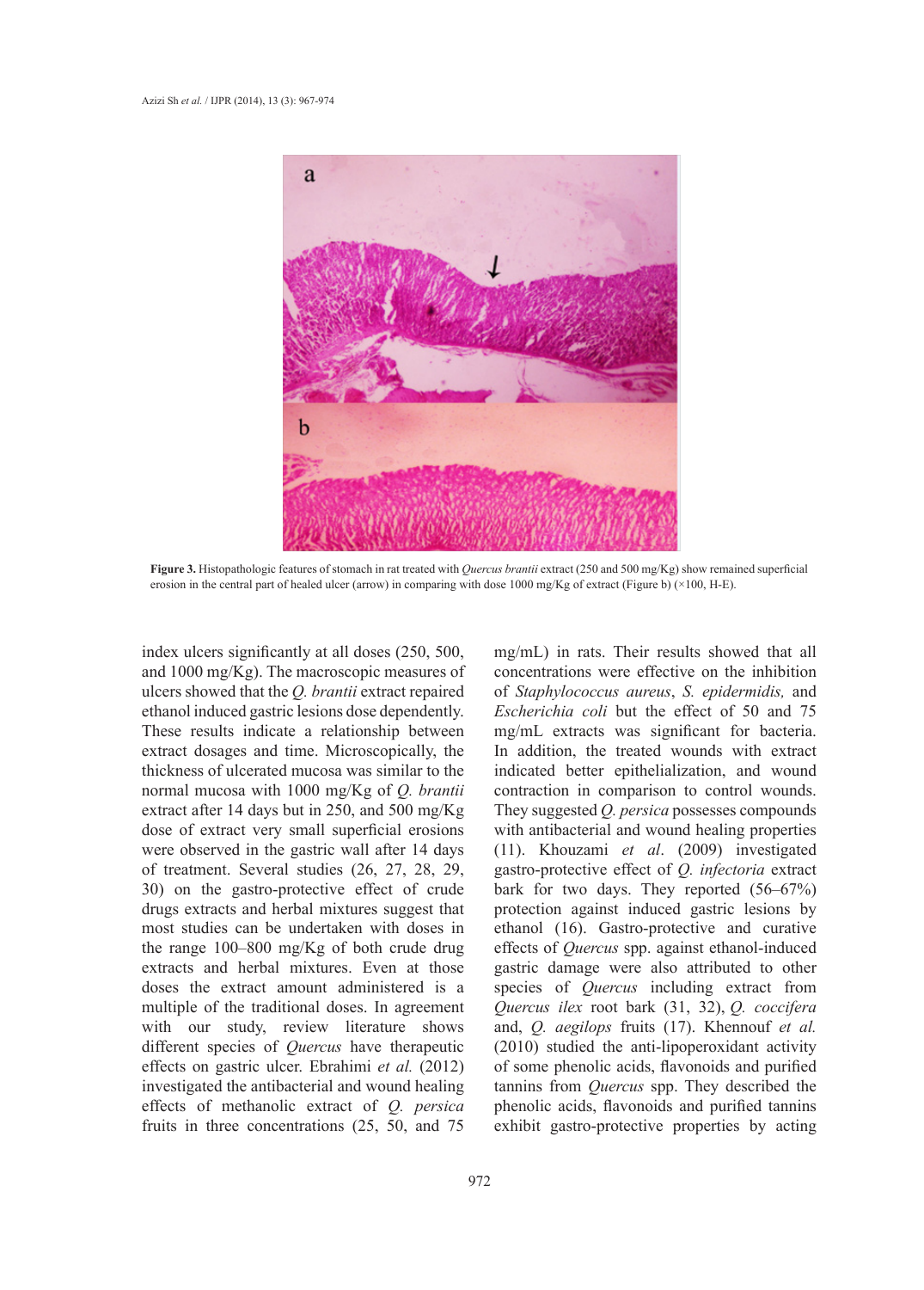**Figure 3.** Histopathologic features of stomach in rat treated with *Quercus brantii* extract (250 and 500 mg/Kg) show remained superficial erosion in the central part of healed ulcer (arrow) in comparing with dose 1000 mg/Kg of extract (Figure b) (×100, H-E).

index ulcers significantly at all doses (250, 500, and 1000 mg/Kg). The macroscopic measures of ulcers showed that the *Q. brantii* extract repaired ethanol induced gastric lesions dose dependently. These results indicate a relationship between extract dosages and time. Microscopically, the thickness of ulcerated mucosa was similar to the normal mucosa with 1000 mg/Kg of *Q. brantii* extract after 14 days but in 250, and 500 mg/Kg dose of extract very small superficial erosions were observed in the gastric wall after 14 days of treatment. Several studies (26, 27, 28, 29, 30) on the gastro-protective effect of crude drugs extracts and herbal mixtures suggest that most studies can be undertaken with doses in the range 100–800 mg/Kg of both crude drug extracts and herbal mixtures. Even at those doses the extract amount administered is a multiple of the traditional doses. In agreement with our study, review literature shows different species of *Quercus* have therapeutic effects on gastric ulcer. Ebrahimi *et al.* (2012) investigated the antibacterial and wound healing effects of methanolic extract of *Q. persica* fruits in three concentrations (25, 50, and 75 mg/mL) in rats. Their results showed that all concentrations were effective on the inhibition of *Staphylococcus aureus*, *S. epidermidis,* and *Escherichia coli* but the effect of 50 and 75 mg/mL extracts was significant for bacteria. In addition, the treated wounds with extract indicated better epithelialization, and wound contraction in comparison to control wounds. They suggested *Q. persica* possesses compounds with antibacterial and wound healing properties (11). Khouzami *et al*. (2009) investigated gastro-protective effect of *Q. infectoria* extract bark for two days. They reported (56–67%) protection against induced gastric lesions by ethanol (16). Gastro-protective and curative effects of *Quercus* spp. against ethanol-induced gastric damage were also attributed to other species of *Quercus* including extract from *Quercus ilex* root bark (31, 32), *Q. coccifera* and, *Q. aegilops* fruits (17). Khennouf *et al.* (2010) studied the anti-lipoperoxidant activity of some phenolic acids, flavonoids and purified tannins from *Quercus* spp. They described the phenolic acids, flavonoids and purified tannins exhibit gastro-protective properties by acting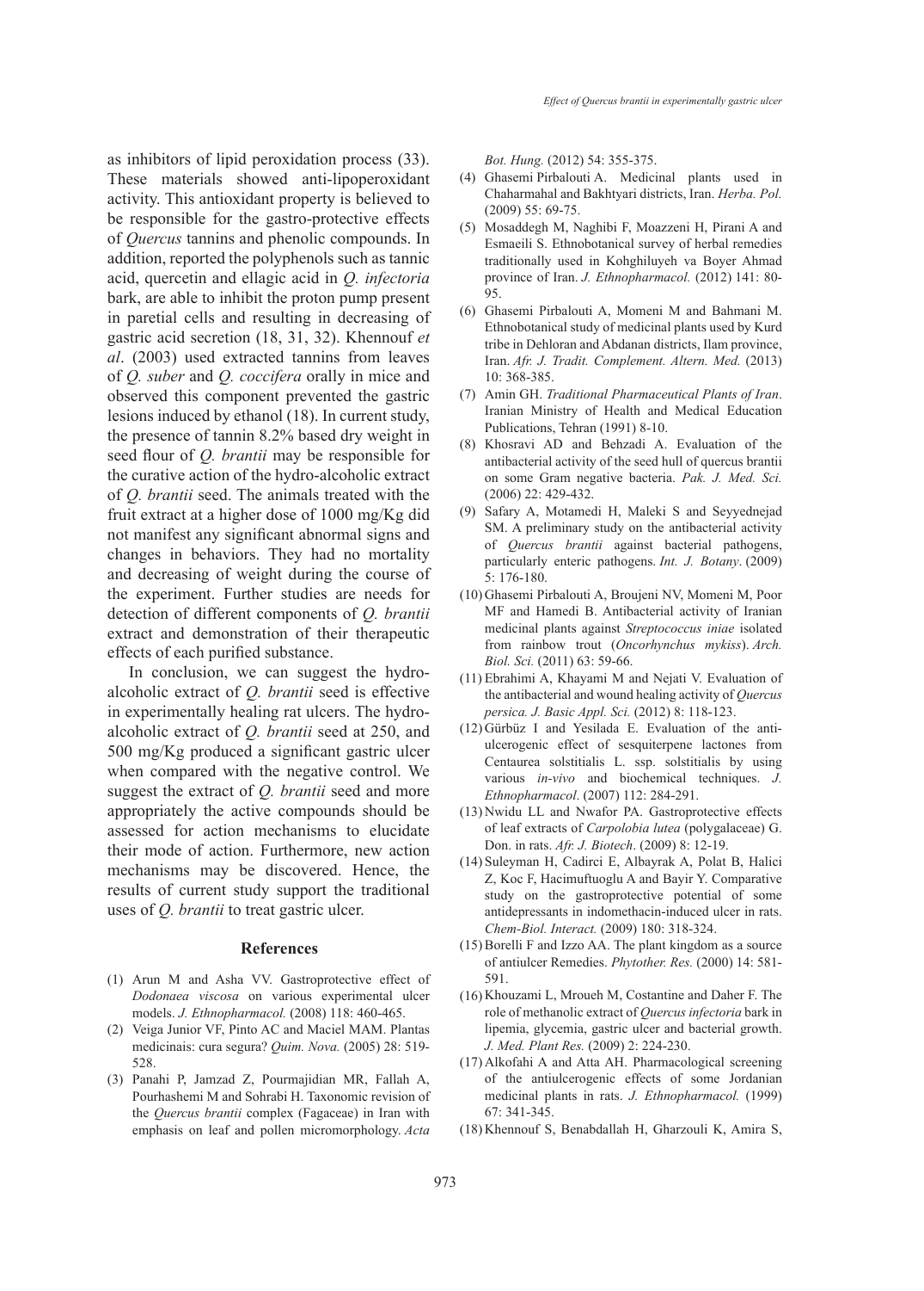as inhibitors of lipid peroxidation process (33). These materials showed anti-lipoperoxidant activity. This antioxidant property is believed to be responsible for the gastro-protective effects of *Quercus* tannins and phenolic compounds. In addition, reported the polyphenols such as tannic acid, quercetin and ellagic acid in *Q. infectoria* bark, are able to inhibit the proton pump present in paretial cells and resulting in decreasing of gastric acid secretion (18, 31, 32). Khennouf *et al*. (2003) used extracted tannins from leaves of *Q. suber* and *Q. coccifera* orally in mice and observed this component prevented the gastric lesions induced by ethanol (18). In current study, the presence of tannin 8.2% based dry weight in seed flour of *Q. brantii* may be responsible for the curative action of the hydro-alcoholic extract of *Q. brantii* seed. The animals treated with the fruit extract at a higher dose of 1000 mg/Kg did not manifest any significant abnormal signs and changes in behaviors. They had no mortality and decreasing of weight during the course of the experiment. Further studies are needs for detection of different components of *Q. brantii* extract and demonstration of their therapeutic effects of each purified substance.

In conclusion, we can suggest the hydro-alcoholic extract of *Q. brantii* seed is effective in experimentally healing rat ulcers. The hydro-alcoholic extract of *Q. brantii* seed at 250, and 500 mg/Kg produced a significant gastric ulcer when compared with the negative control. We suggest the extract of *Q. brantii* seed and more appropriately the active compounds should be assessed for action mechanisms to elucidate their mode of action. Furthermore, new action mechanisms may be discovered. Hence, the results of current study support the traditional uses of *Q. brantii* to treat gastric ulcer.

## References

(1) Arun M and Asha VV. Gastroprotective effect of *Dodonaea viscosa* on various experimental ulcer models. *J. Ethnopharmacol.* (2008) 118: 460-465.

(2) Veiga Junior VF, Pinto AC and Maciel MAM. Plantas medicinais: cura segura? *Quim. Nova.* (2005) 28: 519-528.

(3) Panahi P, Jamzad Z, Pourmajidian MR, Fallah A, Pourhashemi M and Sohrabi H. Taxonomic revision of the *Quercus brantii* complex (Fagaceae) in Iran with emphasis on leaf and pollen micromorphology. *Acta Bot. Hung.* (2012) 54: 355-375.

(4) Ghasemi Pirbalouti A. Medicinal plants used in Chaharmahal and Bakhtyari districts, Iran. *Herba. Pol.* (2009) 55: 69-75.

(5) Mosaddegh M, Naghibi F, Moazzeni H, Pirani A and Esmaeili S. Ethnobotanical survey of herbal remedies traditionally used in Kohghiluyeh va Boyer Ahmad province of Iran. *J. Ethnopharmacol.* (2012) 141: 80-95.

(6) Ghasemi Pirbalouti A, Momeni M and Bahmani M. Ethnobotanical study of medicinal plants used by Kurd tribe in Dehloran and Abdanan districts, Ilam province, Iran. *Afr. J. Tradit. Complement. Altern. Med.* (2013) 10: 368-385.

(7) Amin GH. *Traditional Pharmaceutical Plants of Iran*. Iranian Ministry of Health and Medical Education Publications, Tehran (1991) 8-10.

(8) Khosravi AD and Behzadi A. Evaluation of the antibacterial activity of the seed hull of quercus brantii on some Gram negative bacteria. *Pak. J. Med. Sci.* (2006) 22: 429-432.

(9) Safary A, Motamedi H, Maleki S and Seyyednejad SM. A preliminary study on the antibacterial activity of *Quercus brantii* against bacterial pathogens, particularly enteric pathogens. *Int. J. Botany*. (2009) 5: 176-180.

(10) Ghasemi Pirbalouti A, Broujeni NV, Momeni M, Poor MF and Hamedi B. Antibacterial activity of Iranian medicinal plants against *Streptococcus iniae* isolated from rainbow trout (*Oncorhynchus mykiss*). *Arch. Biol. Sci.* (2011) 63: 59-66.

(11) Ebrahimi A, Khayami M and Nejati V. Evaluation of the antibacterial and wound healing activity of *Quercus persica. J. Basic Appl. Sci.* (2012) 8: 118-123.

(12) Gürbüz I and Yesilada E. Evaluation of the anti-ulcerogenic effect of sesquiterpene lactones from Centaurea solstitialis L. ssp. solstitialis by using various *in-vivo* and biochemical techniques. *J. Ethnopharmacol*. (2007) 112: 284-291.

(13) Nwidu LL and Nwafor PA. Gastroprotective effects of leaf extracts of *Carpolobia lutea* (polygalaceae) G. Don. in rats. *Afr. J. Biotech*. (2009) 8: 12-19.

(14) Suleyman H, Cadirci E, Albayrak A, Polat B, Halici Z, Koc F, Hacimuftuoglu A and Bayir Y. Comparative study on the gastroprotective potential of some antidepressants in indomethacin-induced ulcer in rats. *Chem-Biol. Interact.* (2009) 180: 318-324.

(15) Borelli F and Izzo AA. The plant kingdom as a source of antiulcer Remedies. *Phytother. Res.* (2000) 14: 581-591.

(16) Khouzami L, Mroueh M, Costantine and Daher F. The role of methanolic extract of *Quercus infectoria* bark in lipemia, glycemia, gastric ulcer and bacterial growth. *J. Med. Plant Res.* (2009) 2: 224-230.

(17) Alkofahi A and Atta AH. Pharmacological screening of the antiulcerogenic effects of some Jordanian medicinal plants in rats. *J. Ethnopharmacol.* (1999) 67: 341-345.

(18) Khennouf S, Benabdallah H, Gharzouli K, Amira S,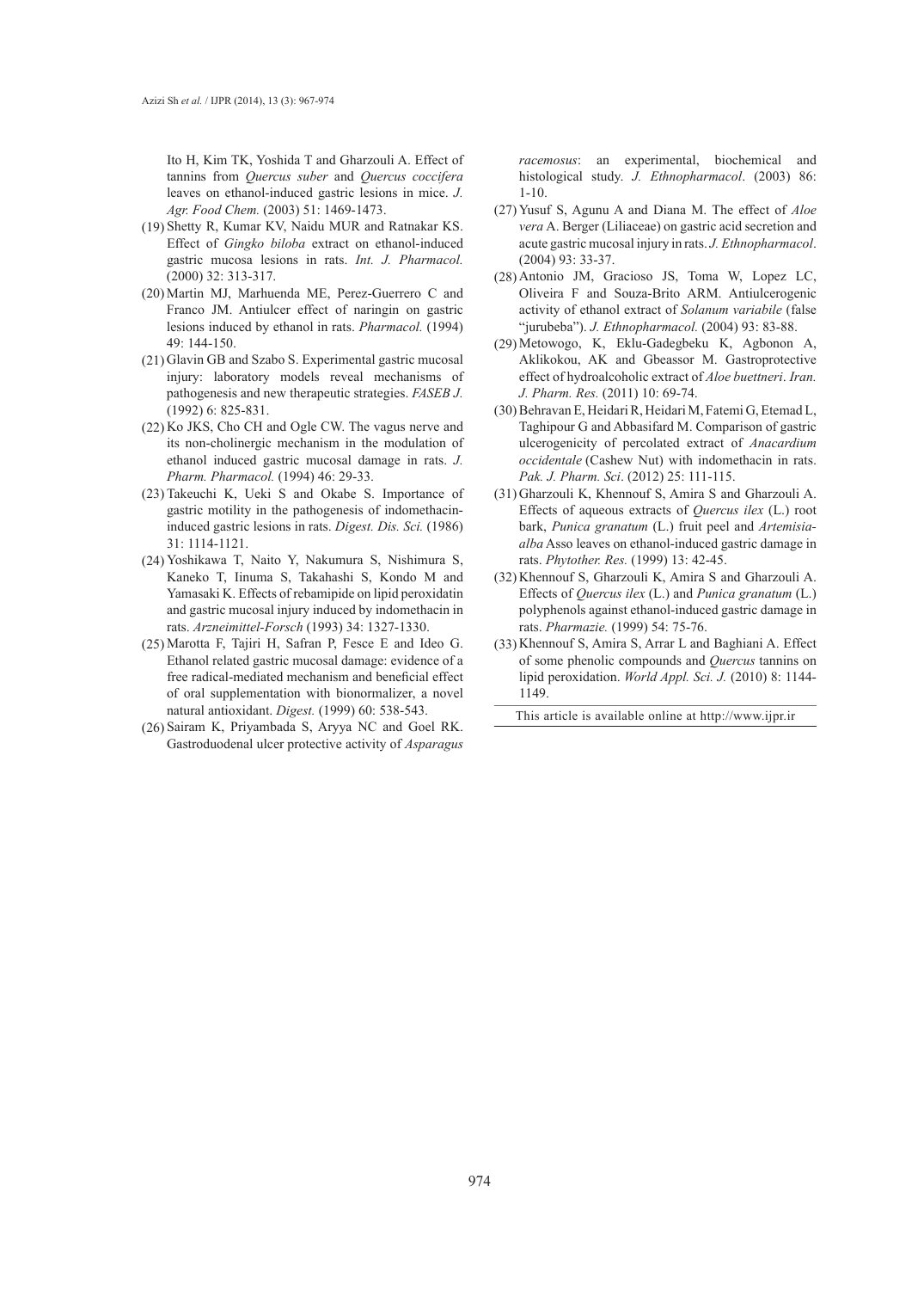Ito H, Kim TK, Yoshida T and Gharzouli A. Effect of tannins from *Quercus suber* and *Quercus coccifera* leaves on ethanol-induced gastric lesions in mice. *J. Agr. Food Chem.* (2003) 51: 1469-1473.

(19) Shetty R, Kumar KV, Naidu MUR and Ratnakar KS. Effect of *Gingko biloba* extract on ethanol-induced gastric mucosa lesions in rats. *Int. J. Pharmacol.* (2000) 32: 313-317.

(20) Martin MJ, Marhuenda ME, Perez-Guerrero C and Franco JM. Antiulcer effect of naringin on gastric lesions induced by ethanol in rats. *Pharmacol.* (1994) 49: 144-150.

(21) Glavin GB and Szabo S. Experimental gastric mucosal injury: laboratory models reveal mechanisms of pathogenesis and new therapeutic strategies. *FASEB J.* (1992) 6: 825-831.

(22) Ko JKS, Cho CH and Ogle CW. The vagus nerve and its non-cholinergic mechanism in the modulation of ethanol induced gastric mucosal damage in rats. *J. Pharm. Pharmacol.* (1994) 46: 29-33.

(23) Takeuchi K, Ueki S and Okabe S. Importance of gastric motility in the pathogenesis of indomethacin-induced gastric lesions in rats. *Digest. Dis. Sci.* (1986) 31: 1114-1121.

(24) Yoshikawa T, Naito Y, Nakumura S, Nishimura S, Kaneko T, Iinuma S, Takahashi S, Kondo M and Yamasaki K. Effects of rebamipide on lipid peroxidatin and gastric mucosal injury induced by indomethacin in rats. *Arzneimittel-Forsch* (1993) 34: 1327-1330.

(25) Marotta F, Tajiri H, Safran P, Fesce E and Ideo G. Ethanol related gastric mucosal damage: evidence of a free radical-mediated mechanism and beneficial effect of oral supplementation with bionormalizer, a novel natural antioxidant. *Digest.* (1999) 60: 538-543.

(26) Sairam K, Priyambada S, Aryya NC and Goel RK. Gastroduodenal ulcer protective activity of *Asparagus racemosus*: an experimental, biochemical and histological study. *J. Ethnopharmacol*. (2003) 86: 1-10.

(27) Yusuf S, Agunu A and Diana M. The effect of *Aloe vera* A. Berger (Liliaceae) on gastric acid secretion and acute gastric mucosal injury in rats. *J. Ethnopharmacol*. (2004) 93: 33-37.

(28) Antonio JM, Gracioso JS, Toma W, Lopez LC, Oliveira F and Souza-Brito ARM. Antiulcerogenic activity of ethanol extract of *Solanum variabile* (false "jurubeba"). *J. Ethnopharmacol.* (2004) 93: 83-88.

(29) Metowogo, K, Eklu-Gadegbeku K, Agbonon A, Aklikokou, AK and Gbeassor M. Gastroprotective effect of hydroalcoholic extract of *Aloe buettneri*. *Iran. J. Pharm. Res.* (2011) 10: 69-74.

(30) Behravan E, Heidari R, Heidari M, Fatemi G, Etemad L, Taghipour G and Abbasifard M. Comparison of gastric ulcerogenicity of percolated extract of *Anacardium occidentale* (Cashew Nut) with indomethacin in rats. *Pak. J. Pharm. Sci*. (2012) 25: 111-115.

(31) Gharzouli K, Khennouf S, Amira S and Gharzouli A. Effects of aqueous extracts of *Quercus ilex* (L.) root bark, *Punica granatum* (L.) fruit peel and *Artemisia-alba* Asso leaves on ethanol-induced gastric damage in rats. *Phytother. Res.* (1999) 13: 42-45.

(32) Khennouf S, Gharzouli K, Amira S and Gharzouli A. Effects of *Quercus ilex* (L.) and *Punica granatum* (L.) polyphenols against ethanol-induced gastric damage in rats. *Pharmazie.* (1999) 54: 75-76.

(33) Khennouf S, Amira S, Arrar L and Baghiani A. Effect of some phenolic compounds and *Quercus* tannins on lipid peroxidation. *World Appl. Sci. J.* (2010) 8: 1144-1149.

This article is available online at http://www.ijpr.ir